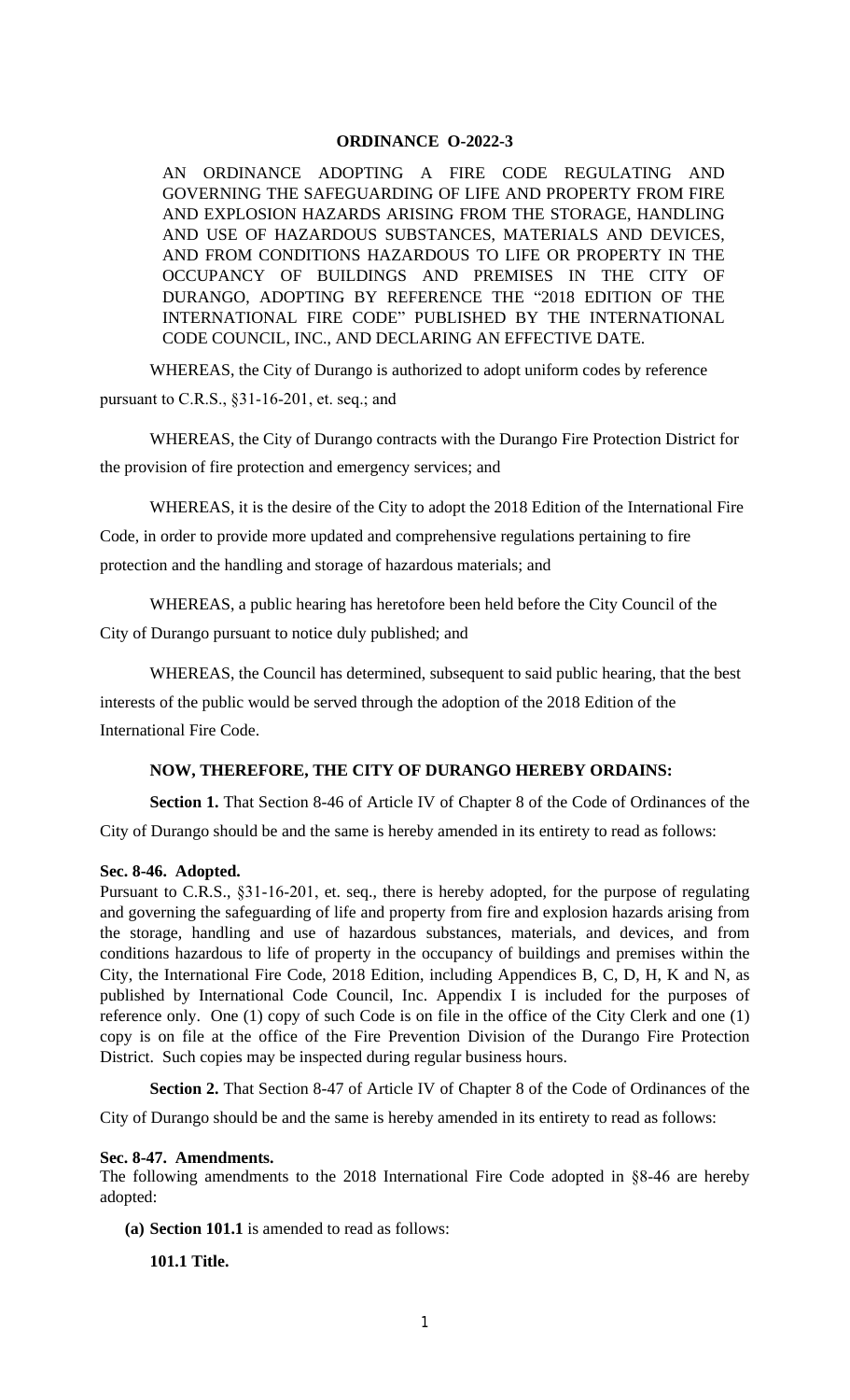**ORDINANCE O-2022-3**

AN ORDINANCE ADOPTING A FIRE CODE REGULATING AND GOVERNING THE SAFEGUARDING OF LIFE AND PROPERTY FROM FIRE AND EXPLOSION HAZARDS ARISING FROM THE STORAGE, HANDLING AND USE OF HAZARDOUS SUBSTANCES, MATERIALS AND DEVICES, AND FROM CONDITIONS HAZARDOUS TO LIFE OR PROPERTY IN THE OCCUPANCY OF BUILDINGS AND PREMISES IN THE CITY OF DURANGO, ADOPTING BY REFERENCE THE "2018 EDITION OF THE INTERNATIONAL FIRE CODE" PUBLISHED BY THE INTERNATIONAL CODE COUNCIL, INC., AND DECLARING AN EFFECTIVE DATE.

WHEREAS, the City of Durango is authorized to adopt uniform codes by reference pursuant to C.R.S., §31-16-201, et. seq.; and

WHEREAS, the City of Durango contracts with the Durango Fire Protection District for the provision of fire protection and emergency services; and

WHEREAS, it is the desire of the City to adopt the 2018 Edition of the International Fire Code, in order to provide more updated and comprehensive regulations pertaining to fire protection and the handling and storage of hazardous materials; and

WHEREAS, a public hearing has heretofore been held before the City Council of the City of Durango pursuant to notice duly published; and

WHEREAS, the Council has determined, subsequent to said public hearing, that the best interests of the public would be served through the adoption of the 2018 Edition of the International Fire Code.

**NOW, THEREFORE, THE CITY OF DURANGO HEREBY ORDAINS:**

**Section 1.** That Section 8-46 of Article IV of Chapter 8 of the Code of Ordinances of the City of Durango should be and the same is hereby amended in its entirety to read as follows:

**Sec. 8-46. Adopted.**

Pursuant to C.R.S., §31-16-201, et. seq., there is hereby adopted, for the purpose of regulating and governing the safeguarding of life and property from fire and explosion hazards arising from the storage, handling and use of hazardous substances, materials, and devices, and from conditions hazardous to life of property in the occupancy of buildings and premises within the City, the International Fire Code, 2018 Edition, including Appendices B, C, D, H, K and N, as published by International Code Council, Inc. Appendix I is included for the purposes of reference only. One (1) copy of such Code is on file in the office of the City Clerk and one (1) copy is on file at the office of the Fire Prevention Division of the Durango Fire Protection District. Such copies may be inspected during regular business hours.

**Section 2.** That Section 8-47 of Article IV of Chapter 8 of the Code of Ordinances of the City of Durango should be and the same is hereby amended in its entirety to read as follows:

**Sec. 8-47. Amendments.**

The following amendments to the 2018 International Fire Code adopted in §8-46 are hereby adopted:

**(a) Section 101.1** is amended to read as follows:

**101.1 Title.**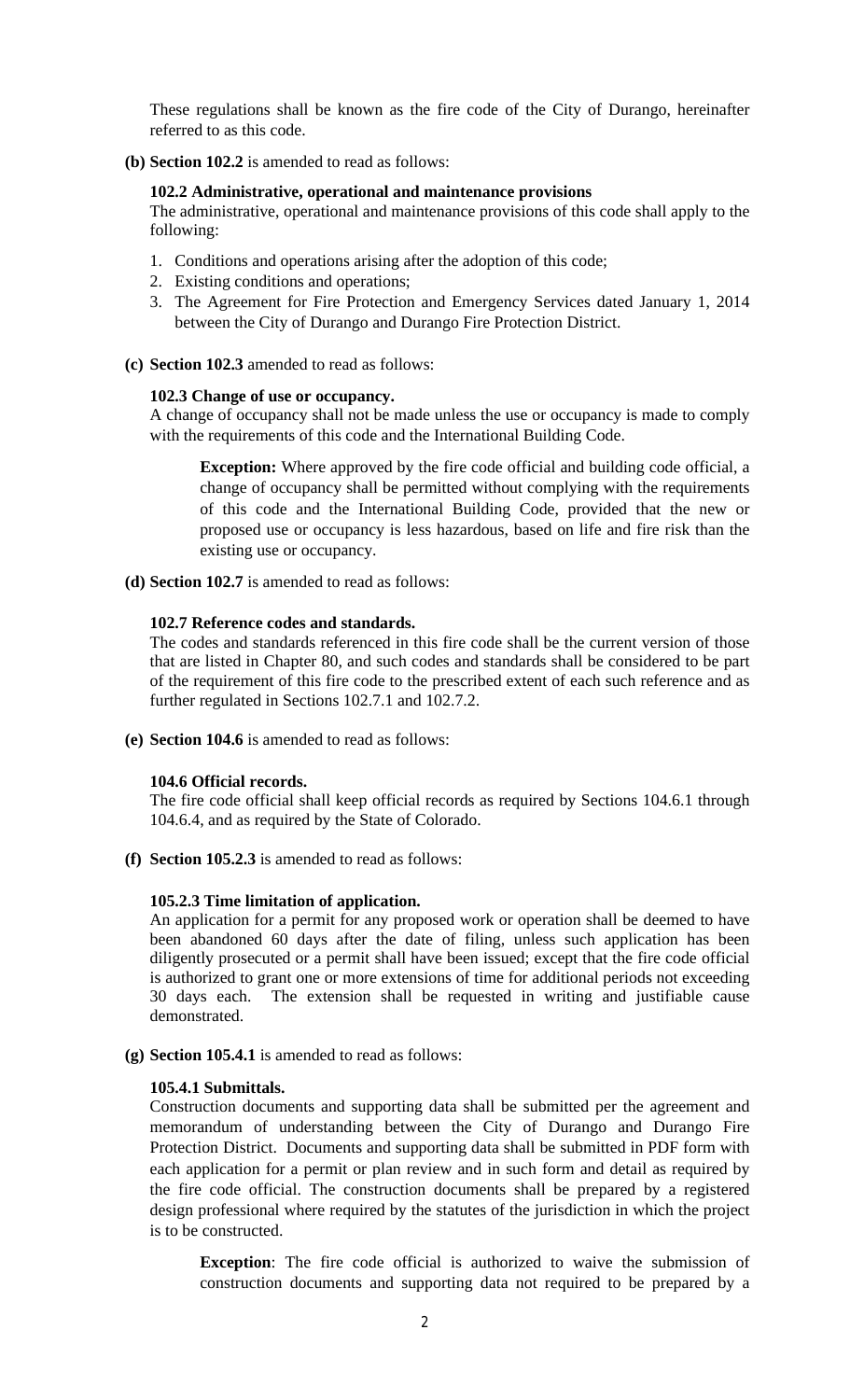These regulations shall be known as the fire code of the City of Durango, hereinafter referred to as this code.

**(b) Section 102.2** is amended to read as follows:

**102.2 Administrative, operational and maintenance provisions**
The administrative, operational and maintenance provisions of this code shall apply to the following:

1. Conditions and operations arising after the adoption of this code;
2. Existing conditions and operations;
3. The Agreement for Fire Protection and Emergency Services dated January 1, 2014 between the City of Durango and Durango Fire Protection District.

**(c) Section 102.3** amended to read as follows:

**102.3 Change of use or occupancy.**
A change of occupancy shall not be made unless the use or occupancy is made to comply with the requirements of this code and the International Building Code.

> **Exception:** Where approved by the fire code official and building code official, a change of occupancy shall be permitted without complying with the requirements of this code and the International Building Code, provided that the new or proposed use or occupancy is less hazardous, based on life and fire risk than the existing use or occupancy.

**(d) Section 102.7** is amended to read as follows:

**102.7 Reference codes and standards.**
The codes and standards referenced in this fire code shall be the current version of those that are listed in Chapter 80, and such codes and standards shall be considered to be part of the requirement of this fire code to the prescribed extent of each such reference and as further regulated in Sections 102.7.1 and 102.7.2.

**(e) Section 104.6** is amended to read as follows:

**104.6 Official records.**
The fire code official shall keep official records as required by Sections 104.6.1 through 104.6.4, and as required by the State of Colorado.

**(f) Section 105.2.3** is amended to read as follows:

**105.2.3 Time limitation of application.**
An application for a permit for any proposed work or operation shall be deemed to have been abandoned 60 days after the date of filing, unless such application has been diligently prosecuted or a permit shall have been issued; except that the fire code official is authorized to grant one or more extensions of time for additional periods not exceeding 30 days each. The extension shall be requested in writing and justifiable cause demonstrated.

**(g) Section 105.4.1** is amended to read as follows:

**105.4.1 Submittals.**
Construction documents and supporting data shall be submitted per the agreement and memorandum of understanding between the City of Durango and Durango Fire Protection District. Documents and supporting data shall be submitted in PDF form with each application for a permit or plan review and in such form and detail as required by the fire code official. The construction documents shall be prepared by a registered design professional where required by the statutes of the jurisdiction in which the project is to be constructed.

> **Exception**: The fire code official is authorized to waive the submission of construction documents and supporting data not required to be prepared by a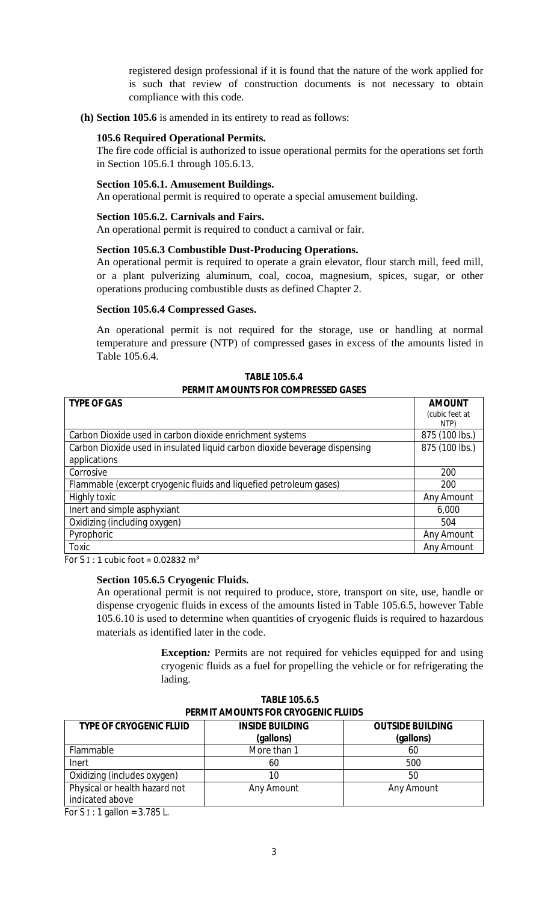registered design professional if it is found that the nature of the work applied for is such that review of construction documents is not necessary to obtain compliance with this code.

**(h) Section 105.6** is amended in its entirety to read as follows:

**105.6 Required Operational Permits.**

The fire code official is authorized to issue operational permits for the operations set forth in Section 105.6.1 through 105.6.13.

**Section 105.6.1. Amusement Buildings.**

An operational permit is required to operate a special amusement building.

**Section 105.6.2. Carnivals and Fairs.**

An operational permit is required to conduct a carnival or fair.

**Section 105.6.3 Combustible Dust-Producing Operations.**

An operational permit is required to operate a grain elevator, flour starch mill, feed mill, or a plant pulverizing aluminum, coal, cocoa, magnesium, spices, sugar, or other operations producing combustible dusts as defined Chapter 2.

**Section 105.6.4 Compressed Gases.**

An operational permit is not required for the storage, use or handling at normal temperature and pressure (NTP) of compressed gases in excess of the amounts listed in Table 105.6.4.

**TABLE 105.6.4**
**PERMIT AMOUNTS FOR COMPRESSED GASES**

| TYPE OF GAS | AMOUNT (cubic feet at NTP) |
|---|---|
| Carbon Dioxide used in carbon dioxide enrichment systems | 875 (100 lbs.) |
| Carbon Dioxide used in insulated liquid carbon dioxide beverage dispensing applications | 875 (100 lbs.) |
| Corrosive | 200 |
| Flammable (excerpt cryogenic fluids and liquefied petroleum gases) | 200 |
| Highly toxic | Any Amount |
| Inert and simple asphyxiant | 6,000 |
| Oxidizing (including oxygen) | 504 |
| Pyrophoric | Any Amount |
| Toxic | Any Amount |

For SI: 1 cubic foot = 0.02832 $m^3$

**Section 105.6.5 Cryogenic Fluids.**

An operational permit is not required to produce, store, transport on site, use, handle or dispense cryogenic fluids in excess of the amounts listed in Table 105.6.5, however Table 105.6.10 is used to determine when quantities of cryogenic fluids is required to hazardous materials as identified later in the code.

> **Exception:** Permits are not required for vehicles equipped for and using cryogenic fluids as a fuel for propelling the vehicle or for refrigerating the lading.

**TABLE 105.6.5**
**PERMIT AMOUNTS FOR CRYOGENIC FLUIDS**

| TYPE OF CRYOGENIC FLUID | INSIDE BUILDING (gallons) | OUTSIDE BUILDING (gallons) |
|---|---|---|
| Flammable | More than 1 | 60 |
| Inert | 60 | 500 |
| Oxidizing (includes oxygen) | 10 | 50 |
| Physical or health hazard not indicated above | Any Amount | Any Amount |

For SI: 1 gallon = 3.785 L.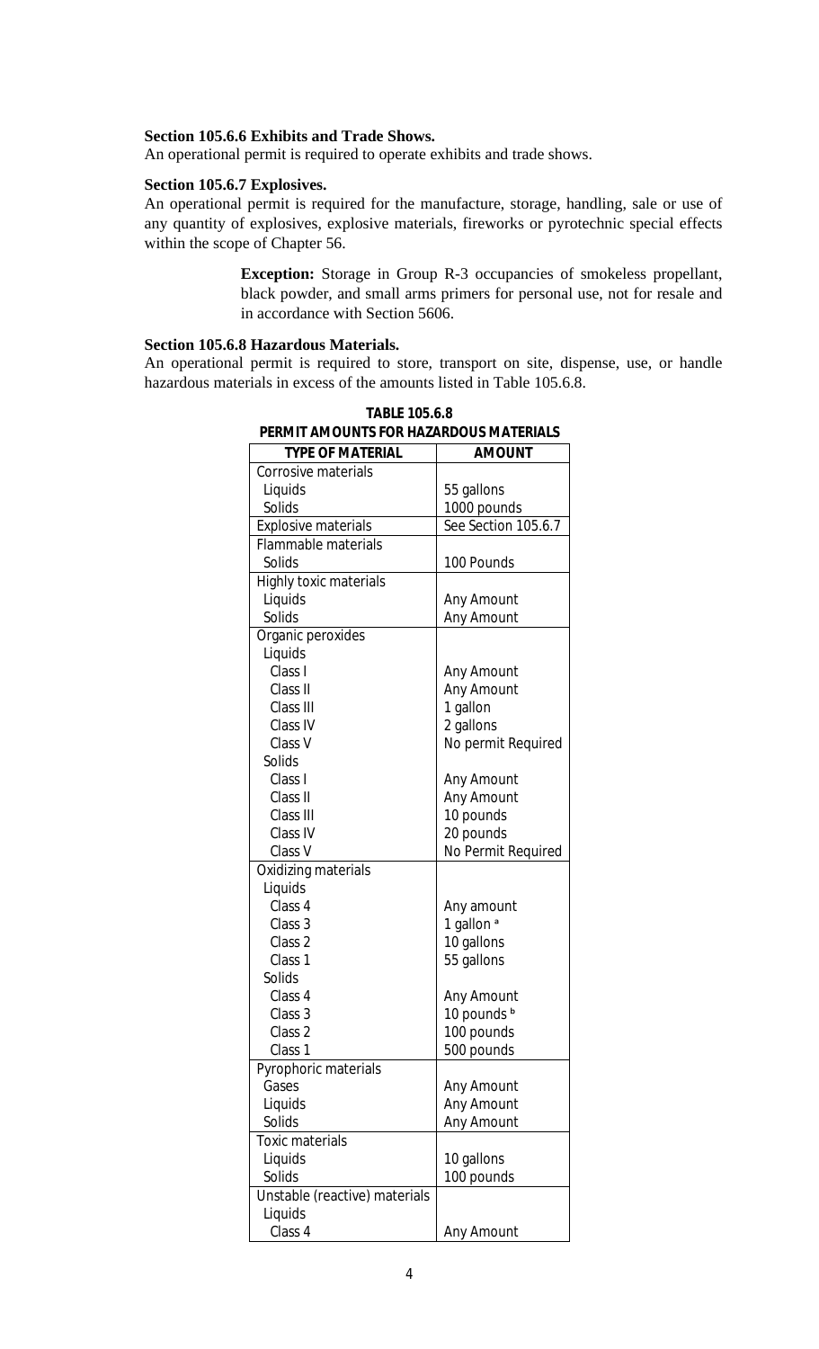**Section 105.6.6 Exhibits and Trade Shows.**
An operational permit is required to operate exhibits and trade shows.

**Section 105.6.7 Explosives.**
An operational permit is required for the manufacture, storage, handling, sale or use of any quantity of explosives, explosive materials, fireworks or pyrotechnic special effects within the scope of Chapter 56.

> **Exception:** Storage in Group R-3 occupancies of smokeless propellant, black powder, and small arms primers for personal use, not for resale and in accordance with Section 5606.

**Section 105.6.8 Hazardous Materials.**
An operational permit is required to store, transport on site, dispense, use, or handle hazardous materials in excess of the amounts listed in Table 105.6.8.

**TABLE 105.6.8**
**PERMIT AMOUNTS FOR HAZARDOUS MATERIALS**

| TYPE OF MATERIAL | AMOUNT |
|---|---|
| Corrosive materials | |
| Liquids | 55 gallons |
| Solids | 1000 pounds |
| Explosive materials | See Section 105.6.7 |
| Flammable materials | |
| Solids | 100 Pounds |
| Highly toxic materials | |
| Liquids | Any Amount |
| Solids | Any Amount |
| Organic peroxides | |
| Liquids | |
| Class I | Any Amount |
| Class II | Any Amount |
| Class III | 1 gallon |
| Class IV | 2 gallons |
| Class V | No permit Required |
| Solids | |
| Class I | Any Amount |
| Class II | Any Amount |
| Class III | 10 pounds |
| Class IV | 20 pounds |
| Class V | No Permit Required |
| Oxidizing materials | |
| Liquids | |
| Class 4 | Any amount |
| Class 3 | 1 gallon [a] |
| Class 2 | 10 gallons |
| Class 1 | 55 gallons |
| Solids | |
| Class 4 | Any Amount |
| Class 3 | 10 pounds [b] |
| Class 2 | 100 pounds |
| Class 1 | 500 pounds |
| Pyrophoric materials | |
| Gases | Any Amount |
| Liquids | Any Amount |
| Solids | Any Amount |
| Toxic materials | |
| Liquids | 10 gallons |
| Solids | 100 pounds |
| Unstable (reactive) materials | |
| Liquids | |
| Class 4 | Any Amount |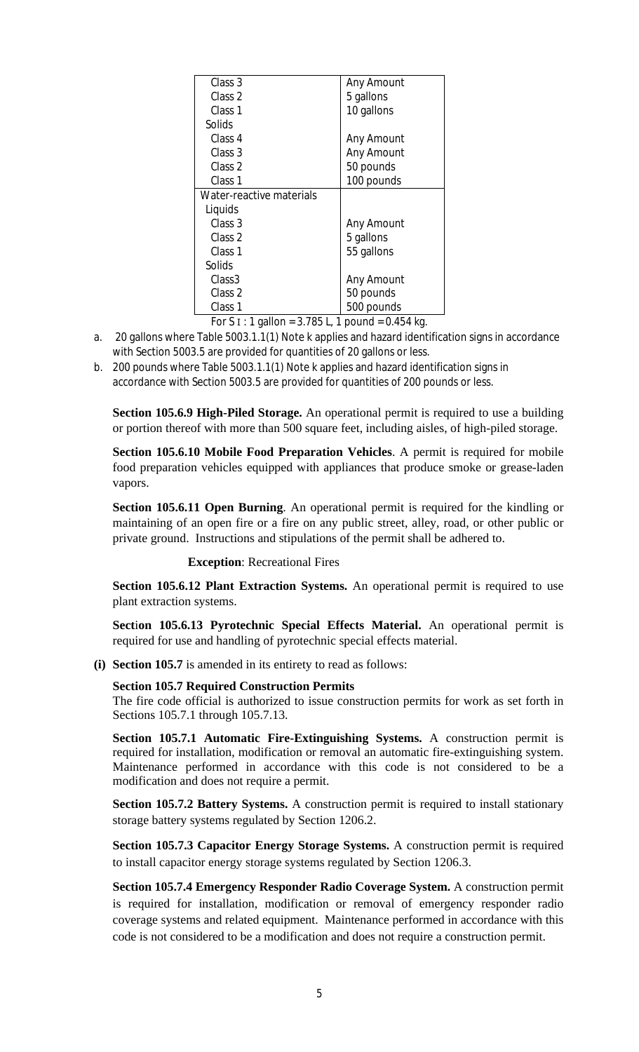| | |
|---|---|
| Class 3 | Any Amount |
| Class 2 | 5 gallons |
| Class 1 | 10 gallons |
| Solids | |
| Class 4 | Any Amount |
| Class 3 | Any Amount |
| Class 2 | 50 pounds |
| Class 1 | 100 pounds |
| Water-reactive materials | |
| Liquids | |
| Class 3 | Any Amount |
| Class 2 | 5 gallons |
| Class 1 | 55 gallons |
| Solids | |
| Class3 | Any Amount |
| Class 2 | 50 pounds |
| Class 1 | 500 pounds |

For S I : 1 gallon = 3.785 L, 1 pound = 0.454 kg.

a. 20 gallons where Table 5003.1.1(1) Note k applies and hazard identification signs in accordance with Section 5003.5 are provided for quantities of 20 gallons or less.

b. 200 pounds where Table 5003.1.1(1) Note k applies and hazard identification signs in accordance with Section 5003.5 are provided for quantities of 200 pounds or less.

**Section 105.6.9 High-Piled Storage.** An operational permit is required to use a building or portion thereof with more than 500 square feet, including aisles, of high-piled storage.

**Section 105.6.10 Mobile Food Preparation Vehicles**. A permit is required for mobile food preparation vehicles equipped with appliances that produce smoke or grease-laden vapors.

**Section 105.6.11 Open Burning**. An operational permit is required for the kindling or maintaining of an open fire or a fire on any public street, alley, road, or other public or private ground. Instructions and stipulations of the permit shall be adhered to.

**Exception**: Recreational Fires

**Section 105.6.12 Plant Extraction Systems.** An operational permit is required to use plant extraction systems.

**Section 105.6.13 Pyrotechnic Special Effects Material.** An operational permit is required for use and handling of pyrotechnic special effects material.

**(i) Section 105.7** is amended in its entirety to read as follows:

**Section 105.7 Required Construction Permits**

The fire code official is authorized to issue construction permits for work as set forth in Sections 105.7.1 through 105.7.13.

**Section 105.7.1 Automatic Fire-Extinguishing Systems.** A construction permit is required for installation, modification or removal an automatic fire-extinguishing system. Maintenance performed in accordance with this code is not considered to be a modification and does not require a permit.

**Section 105.7.2 Battery Systems.** A construction permit is required to install stationary storage battery systems regulated by Section 1206.2.

**Section 105.7.3 Capacitor Energy Storage Systems.** A construction permit is required to install capacitor energy storage systems regulated by Section 1206.3.

**Section 105.7.4 Emergency Responder Radio Coverage System.** A construction permit is required for installation, modification or removal of emergency responder radio coverage systems and related equipment. Maintenance performed in accordance with this code is not considered to be a modification and does not require a construction permit.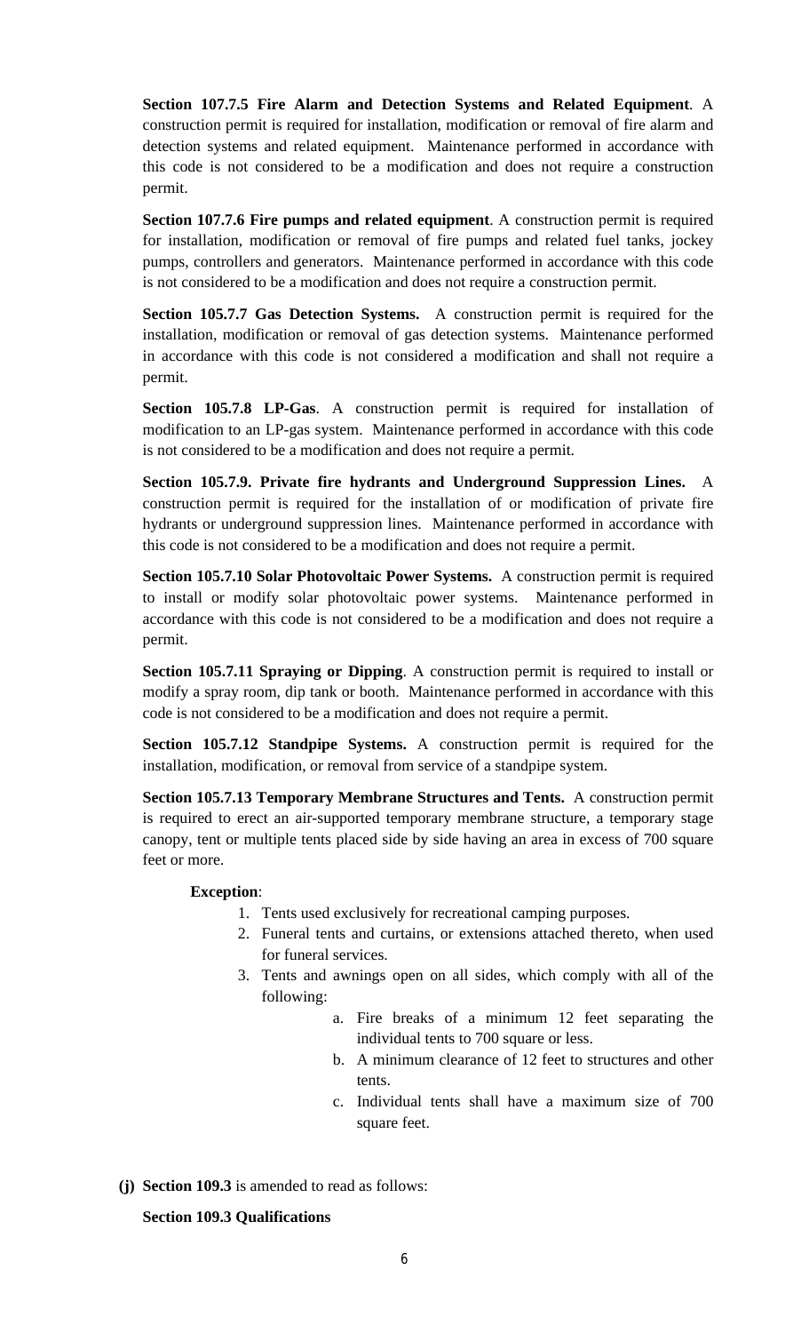**Section 107.7.5 Fire Alarm and Detection Systems and Related Equipment**. A construction permit is required for installation, modification or removal of fire alarm and detection systems and related equipment. Maintenance performed in accordance with this code is not considered to be a modification and does not require a construction permit.

**Section 107.7.6 Fire pumps and related equipment**. A construction permit is required for installation, modification or removal of fire pumps and related fuel tanks, jockey pumps, controllers and generators. Maintenance performed in accordance with this code is not considered to be a modification and does not require a construction permit.

**Section 105.7.7 Gas Detection Systems.** A construction permit is required for the installation, modification or removal of gas detection systems. Maintenance performed in accordance with this code is not considered a modification and shall not require a permit.

**Section 105.7.8 LP-Gas**. A construction permit is required for installation of modification to an LP-gas system. Maintenance performed in accordance with this code is not considered to be a modification and does not require a permit.

**Section 105.7.9. Private fire hydrants and Underground Suppression Lines.** A construction permit is required for the installation of or modification of private fire hydrants or underground suppression lines. Maintenance performed in accordance with this code is not considered to be a modification and does not require a permit.

**Section 105.7.10 Solar Photovoltaic Power Systems.** A construction permit is required to install or modify solar photovoltaic power systems. Maintenance performed in accordance with this code is not considered to be a modification and does not require a permit.

**Section 105.7.11 Spraying or Dipping**. A construction permit is required to install or modify a spray room, dip tank or booth. Maintenance performed in accordance with this code is not considered to be a modification and does not require a permit.

**Section 105.7.12 Standpipe Systems.** A construction permit is required for the installation, modification, or removal from service of a standpipe system.

**Section 105.7.13 Temporary Membrane Structures and Tents.** A construction permit is required to erect an air-supported temporary membrane structure, a temporary stage canopy, tent or multiple tents placed side by side having an area in excess of 700 square feet or more.

**Exception**:

1. Tents used exclusively for recreational camping purposes.
2. Funeral tents and curtains, or extensions attached thereto, when used for funeral services.
3. Tents and awnings open on all sides, which comply with all of the following:
    a. Fire breaks of a minimum 12 feet separating the individual tents to 700 square or less.
    b. A minimum clearance of 12 feet to structures and other tents.
    c. Individual tents shall have a maximum size of 700 square feet.

**(j) Section 109.3** is amended to read as follows:

**Section 109.3 Qualifications**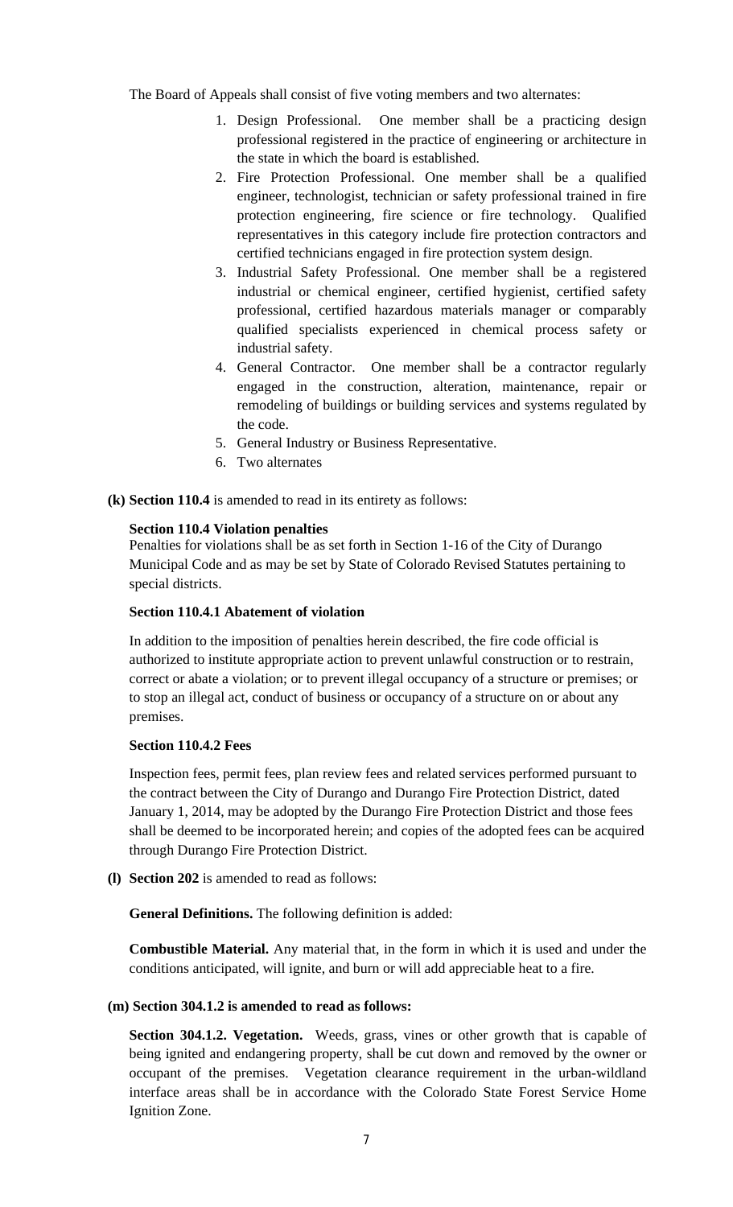The Board of Appeals shall consist of five voting members and two alternates:

1. Design Professional. One member shall be a practicing design professional registered in the practice of engineering or architecture in the state in which the board is established.
2. Fire Protection Professional. One member shall be a qualified engineer, technologist, technician or safety professional trained in fire protection engineering, fire science or fire technology. Qualified representatives in this category include fire protection contractors and certified technicians engaged in fire protection system design.
3. Industrial Safety Professional. One member shall be a registered industrial or chemical engineer, certified hygienist, certified safety professional, certified hazardous materials manager or comparably qualified specialists experienced in chemical process safety or industrial safety.
4. General Contractor. One member shall be a contractor regularly engaged in the construction, alteration, maintenance, repair or remodeling of buildings or building services and systems regulated by the code.
5. General Industry or Business Representative.
6. Two alternates

**(k) Section 110.4** is amended to read in its entirety as follows:

**Section 110.4 Violation penalties**

Penalties for violations shall be as set forth in Section 1-16 of the City of Durango Municipal Code and as may be set by State of Colorado Revised Statutes pertaining to special districts.

**Section 110.4.1 Abatement of violation**

In addition to the imposition of penalties herein described, the fire code official is authorized to institute appropriate action to prevent unlawful construction or to restrain, correct or abate a violation; or to prevent illegal occupancy of a structure or premises; or to stop an illegal act, conduct of business or occupancy of a structure on or about any premises.

**Section 110.4.2 Fees**

Inspection fees, permit fees, plan review fees and related services performed pursuant to the contract between the City of Durango and Durango Fire Protection District, dated January 1, 2014, may be adopted by the Durango Fire Protection District and those fees shall be deemed to be incorporated herein; and copies of the adopted fees can be acquired through Durango Fire Protection District.

**(l) Section 202** is amended to read as follows:

**General Definitions.** The following definition is added:

**Combustible Material.** Any material that, in the form in which it is used and under the conditions anticipated, will ignite, and burn or will add appreciable heat to a fire.

**(m) Section 304.1.2 is amended to read as follows:**

**Section 304.1.2. Vegetation.** Weeds, grass, vines or other growth that is capable of being ignited and endangering property, shall be cut down and removed by the owner or occupant of the premises. Vegetation clearance requirement in the urban-wildland interface areas shall be in accordance with the Colorado State Forest Service Home Ignition Zone.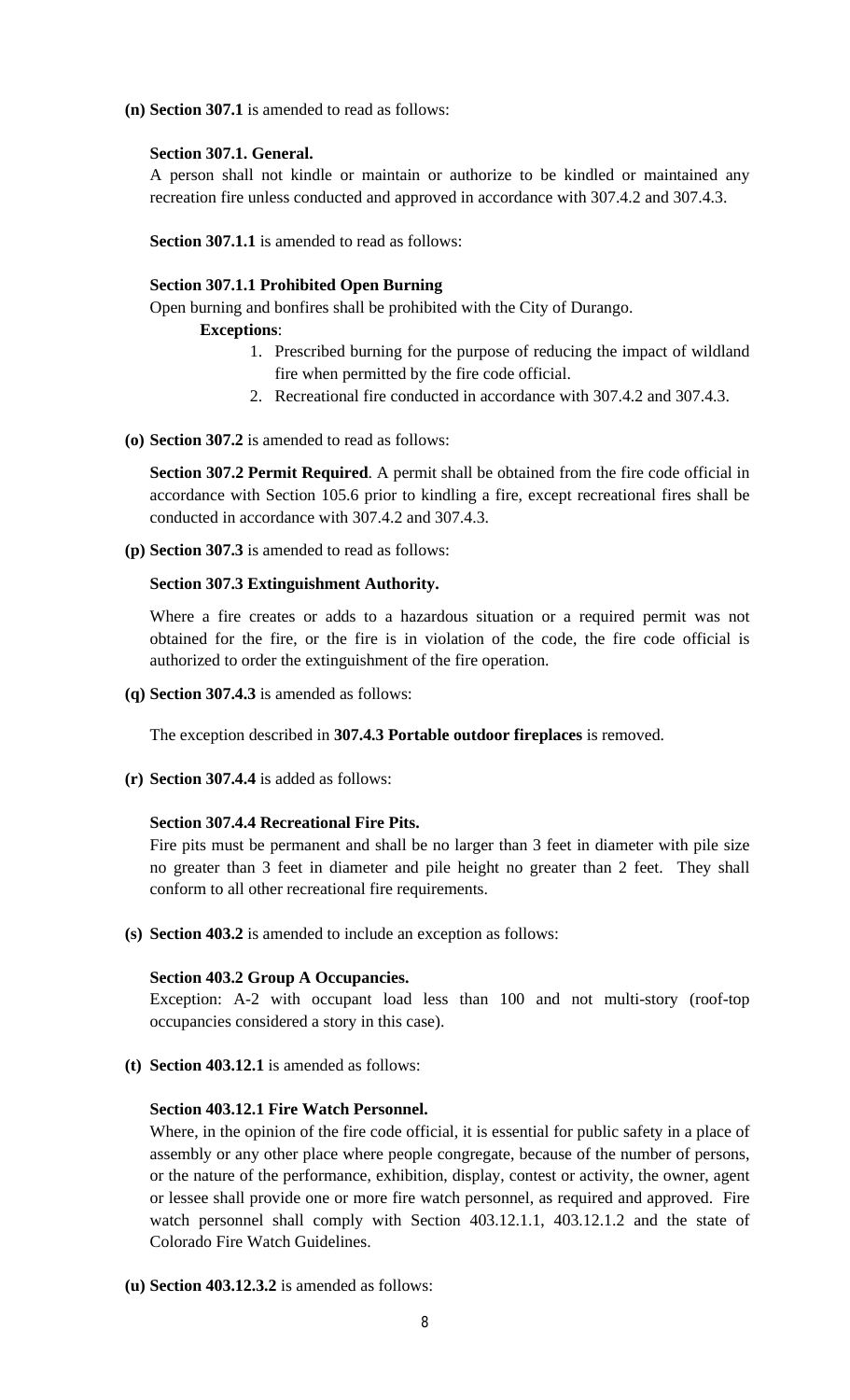**(n) Section 307.1** is amended to read as follows:

**Section 307.1. General.**

A person shall not kindle or maintain or authorize to be kindled or maintained any recreation fire unless conducted and approved in accordance with 307.4.2 and 307.4.3.

**Section 307.1.1** is amended to read as follows:

**Section 307.1.1 Prohibited Open Burning**

Open burning and bonfires shall be prohibited with the City of Durango.

**Exceptions**:

1. Prescribed burning for the purpose of reducing the impact of wildland fire when permitted by the fire code official.
2. Recreational fire conducted in accordance with 307.4.2 and 307.4.3.

**(o) Section 307.2** is amended to read as follows:

**Section 307.2 Permit Required**. A permit shall be obtained from the fire code official in accordance with Section 105.6 prior to kindling a fire, except recreational fires shall be conducted in accordance with 307.4.2 and 307.4.3.

**(p) Section 307.3** is amended to read as follows:

**Section 307.3 Extinguishment Authority.**

Where a fire creates or adds to a hazardous situation or a required permit was not obtained for the fire, or the fire is in violation of the code, the fire code official is authorized to order the extinguishment of the fire operation.

**(q) Section 307.4.3** is amended as follows:

The exception described in **307.4.3 Portable outdoor fireplaces** is removed.

**(r) Section 307.4.4** is added as follows:

**Section 307.4.4 Recreational Fire Pits.**

Fire pits must be permanent and shall be no larger than 3 feet in diameter with pile size no greater than 3 feet in diameter and pile height no greater than 2 feet. They shall conform to all other recreational fire requirements.

**(s) Section 403.2** is amended to include an exception as follows:

**Section 403.2 Group A Occupancies.**

Exception: A-2 with occupant load less than 100 and not multi-story (roof-top occupancies considered a story in this case).

**(t) Section 403.12.1** is amended as follows:

**Section 403.12.1 Fire Watch Personnel.**

Where, in the opinion of the fire code official, it is essential for public safety in a place of assembly or any other place where people congregate, because of the number of persons, or the nature of the performance, exhibition, display, contest or activity, the owner, agent or lessee shall provide one or more fire watch personnel, as required and approved. Fire watch personnel shall comply with Section 403.12.1.1, 403.12.1.2 and the state of Colorado Fire Watch Guidelines.

**(u) Section 403.12.3.2** is amended as follows: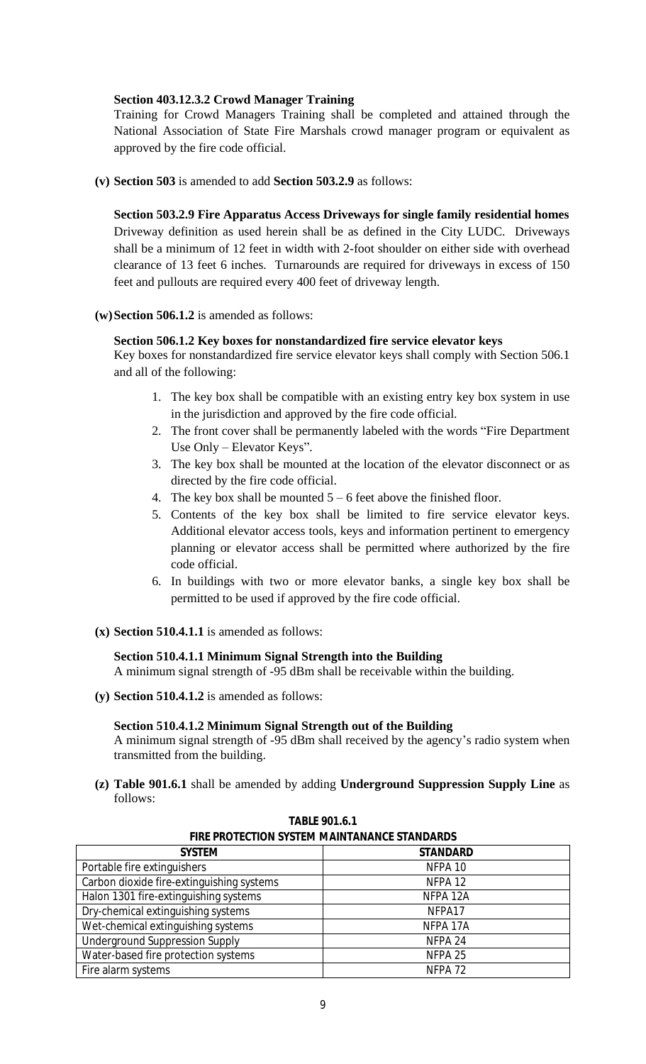**Section 403.12.3.2 Crowd Manager Training**

Training for Crowd Managers Training shall be completed and attained through the National Association of State Fire Marshals crowd manager program or equivalent as approved by the fire code official.

**(v) Section 503** is amended to add **Section 503.2.9** as follows:

**Section 503.2.9 Fire Apparatus Access Driveways for single family residential homes**

Driveway definition as used herein shall be as defined in the City LUDC. Driveways shall be a minimum of 12 feet in width with 2-foot shoulder on either side with overhead clearance of 13 feet 6 inches. Turnarounds are required for driveways in excess of 150 feet and pullouts are required every 400 feet of driveway length.

**(w) Section 506.1.2** is amended as follows:

**Section 506.1.2 Key boxes for nonstandardized fire service elevator keys**

Key boxes for nonstandardized fire service elevator keys shall comply with Section 506.1 and all of the following:

1. The key box shall be compatible with an existing entry key box system in use in the jurisdiction and approved by the fire code official.
2. The front cover shall be permanently labeled with the words "Fire Department Use Only – Elevator Keys".
3. The key box shall be mounted at the location of the elevator disconnect or as directed by the fire code official.
4. The key box shall be mounted 5 – 6 feet above the finished floor.
5. Contents of the key box shall be limited to fire service elevator keys. Additional elevator access tools, keys and information pertinent to emergency planning or elevator access shall be permitted where authorized by the fire code official.
6. In buildings with two or more elevator banks, a single key box shall be permitted to be used if approved by the fire code official.

**(x) Section 510.4.1.1** is amended as follows:

**Section 510.4.1.1 Minimum Signal Strength into the Building**

A minimum signal strength of -95 dBm shall be receivable within the building.

**(y) Section 510.4.1.2** is amended as follows:

**Section 510.4.1.2 Minimum Signal Strength out of the Building**

A minimum signal strength of -95 dBm shall received by the agency's radio system when transmitted from the building.

**(z) Table 901.6.1** shall be amended by adding **Underground Suppression Supply Line** as follows:

**TABLE 901.6.1**
**FIRE PROTECTION SYSTEM MAINTANANCE STANDARDS**

| SYSTEM | STANDARD |
|---|---|
| Portable fire extinguishers | NFPA 10 |
| Carbon dioxide fire-extinguishing systems | NFPA 12 |
| Halon 1301 fire-extinguishing systems | NFPA 12A |
| Dry-chemical extinguishing systems | NFPA17 |
| Wet-chemical extinguishing systems | NFPA 17A |
| Underground Suppression Supply | NFPA 24 |
| Water-based fire protection systems | NFPA 25 |
| Fire alarm systems | NFPA 72 |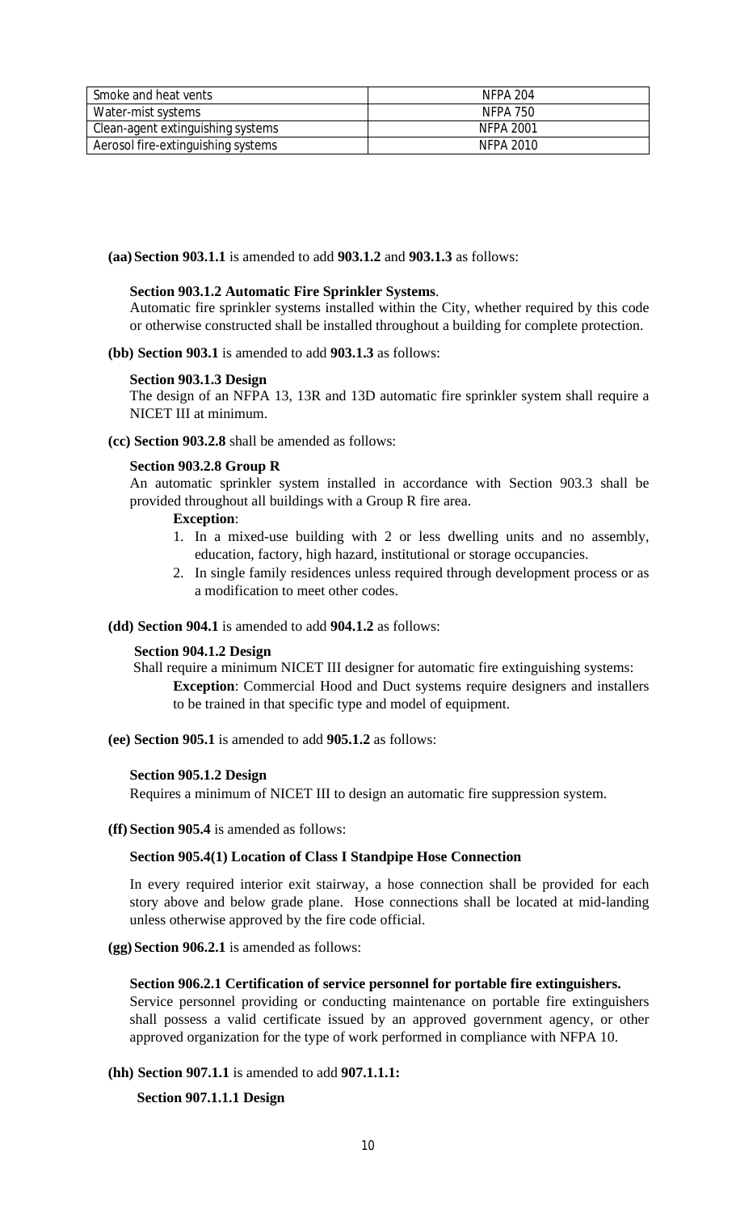| Smoke and heat vents | NFPA 204 |
|---|---|
| Water-mist systems | NFPA 750 |
| Clean-agent extinguishing systems | NFPA 2001 |
| Aerosol fire-extinguishing systems | NFPA 2010 |

**(aa) Section 903.1.1** is amended to add **903.1.2** and **903.1.3** as follows:

**Section 903.1.2 Automatic Fire Sprinkler Systems**.

Automatic fire sprinkler systems installed within the City, whether required by this code or otherwise constructed shall be installed throughout a building for complete protection.

**(bb) Section 903.1** is amended to add **903.1.3** as follows:

**Section 903.1.3 Design**

The design of an NFPA 13, 13R and 13D automatic fire sprinkler system shall require a NICET III at minimum.

**(cc) Section 903.2.8** shall be amended as follows:

**Section 903.2.8 Group R**

An automatic sprinkler system installed in accordance with Section 903.3 shall be provided throughout all buildings with a Group R fire area.

**Exception**:

1. In a mixed-use building with 2 or less dwelling units and no assembly, education, factory, high hazard, institutional or storage occupancies.
2. In single family residences unless required through development process or as a modification to meet other codes.

**(dd) Section 904.1** is amended to add **904.1.2** as follows:

**Section 904.1.2 Design**

Shall require a minimum NICET III designer for automatic fire extinguishing systems:

**Exception**: Commercial Hood and Duct systems require designers and installers to be trained in that specific type and model of equipment.

**(ee) Section 905.1** is amended to add **905.1.2** as follows:

**Section 905.1.2 Design**

Requires a minimum of NICET III to design an automatic fire suppression system.

**(ff) Section 905.4** is amended as follows:

**Section 905.4(1) Location of Class I Standpipe Hose Connection**

In every required interior exit stairway, a hose connection shall be provided for each story above and below grade plane. Hose connections shall be located at mid-landing unless otherwise approved by the fire code official.

**(gg) Section 906.2.1** is amended as follows:

**Section 906.2.1 Certification of service personnel for portable fire extinguishers.**

Service personnel providing or conducting maintenance on portable fire extinguishers shall possess a valid certificate issued by an approved government agency, or other approved organization for the type of work performed in compliance with NFPA 10.

**(hh) Section 907.1.1** is amended to add **907.1.1.1:**

**Section 907.1.1.1 Design**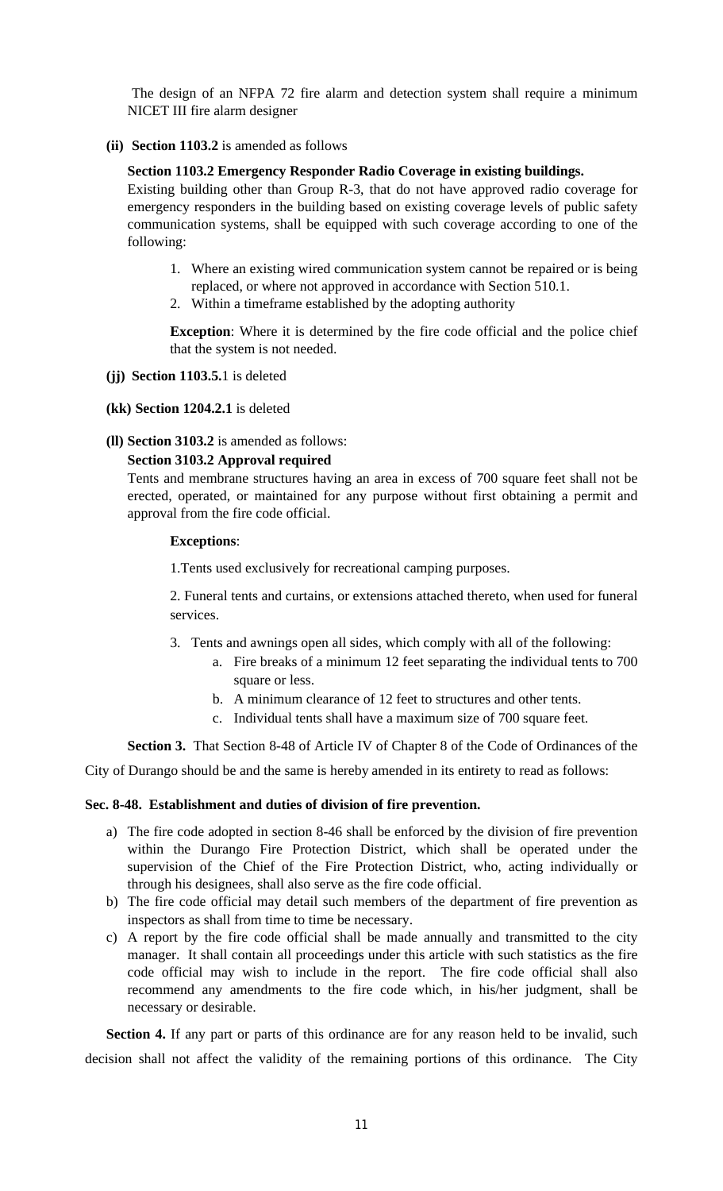The design of an NFPA 72 fire alarm and detection system shall require a minimum NICET III fire alarm designer

**(ii) Section 1103.2** is amended as follows

**Section 1103.2 Emergency Responder Radio Coverage in existing buildings.**

Existing building other than Group R-3, that do not have approved radio coverage for emergency responders in the building based on existing coverage levels of public safety communication systems, shall be equipped with such coverage according to one of the following:

1. Where an existing wired communication system cannot be repaired or is being replaced, or where not approved in accordance with Section 510.1.
2. Within a timeframe established by the adopting authority

**Exception**: Where it is determined by the fire code official and the police chief that the system is not needed.

**(jj) Section 1103.5.**1 is deleted

**(kk) Section 1204.2.1** is deleted

**(ll) Section 3103.2** is amended as follows:

**Section 3103.2 Approval required**

Tents and membrane structures having an area in excess of 700 square feet shall not be erected, operated, or maintained for any purpose without first obtaining a permit and approval from the fire code official.

**Exceptions**:

1.Tents used exclusively for recreational camping purposes.

2. Funeral tents and curtains, or extensions attached thereto, when used for funeral services.

3. Tents and awnings open all sides, which comply with all of the following:
   a. Fire breaks of a minimum 12 feet separating the individual tents to 700 square or less.
   b. A minimum clearance of 12 feet to structures and other tents.
   c. Individual tents shall have a maximum size of 700 square feet.

**Section 3.** That Section 8-48 of Article IV of Chapter 8 of the Code of Ordinances of the City of Durango should be and the same is hereby amended in its entirety to read as follows:

**Sec. 8-48. Establishment and duties of division of fire prevention.**

a) The fire code adopted in section 8-46 shall be enforced by the division of fire prevention within the Durango Fire Protection District, which shall be operated under the supervision of the Chief of the Fire Protection District, who, acting individually or through his designees, shall also serve as the fire code official.
b) The fire code official may detail such members of the department of fire prevention as inspectors as shall from time to time be necessary.
c) A report by the fire code official shall be made annually and transmitted to the city manager. It shall contain all proceedings under this article with such statistics as the fire code official may wish to include in the report. The fire code official shall also recommend any amendments to the fire code which, in his/her judgment, shall be necessary or desirable.

**Section 4.** If any part or parts of this ordinance are for any reason held to be invalid, such decision shall not affect the validity of the remaining portions of this ordinance. The City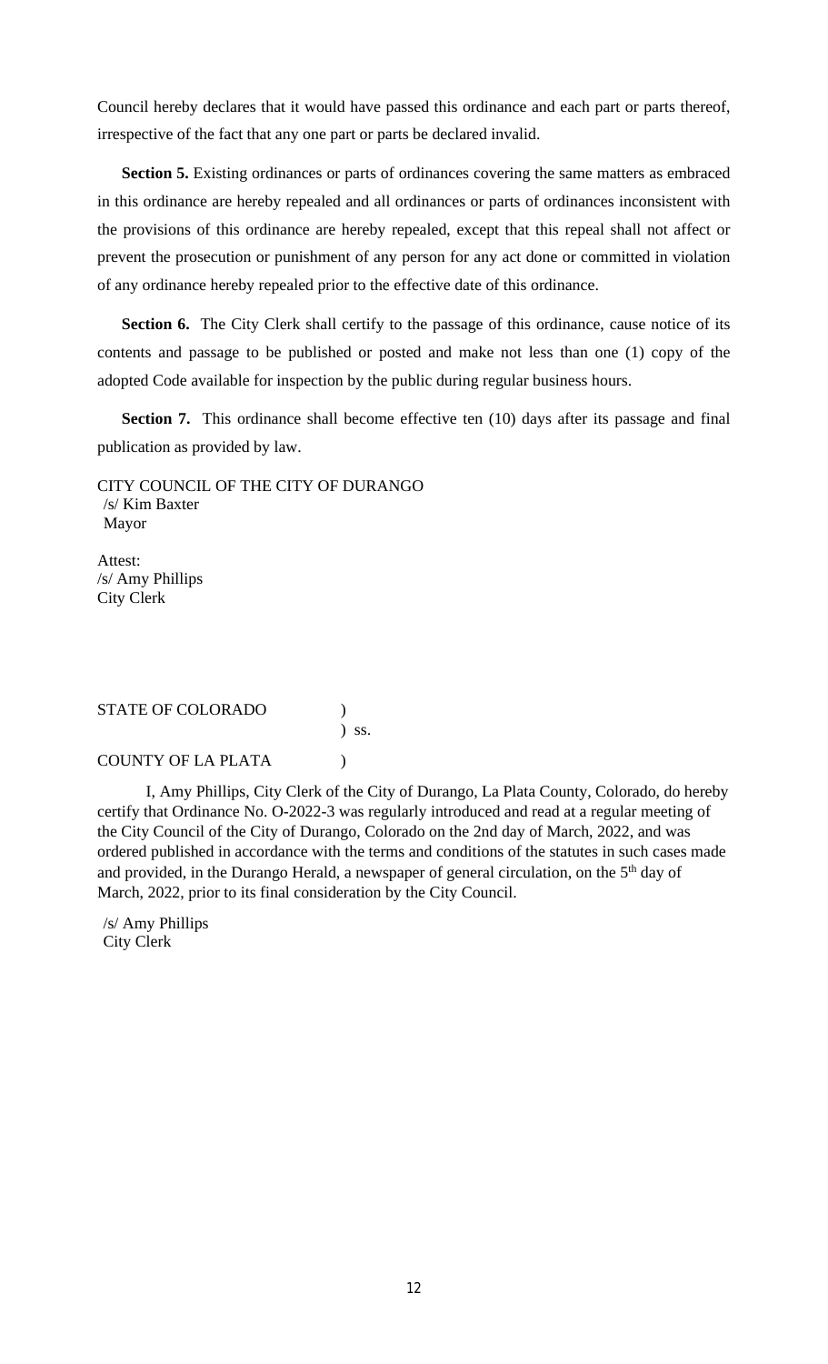Council hereby declares that it would have passed this ordinance and each part or parts thereof, irrespective of the fact that any one part or parts be declared invalid.

**Section 5.** Existing ordinances or parts of ordinances covering the same matters as embraced in this ordinance are hereby repealed and all ordinances or parts of ordinances inconsistent with the provisions of this ordinance are hereby repealed, except that this repeal shall not affect or prevent the prosecution or punishment of any person for any act done or committed in violation of any ordinance hereby repealed prior to the effective date of this ordinance.

**Section 6.** The City Clerk shall certify to the passage of this ordinance, cause notice of its contents and passage to be published or posted and make not less than one (1) copy of the adopted Code available for inspection by the public during regular business hours.

**Section 7.** This ordinance shall become effective ten (10) days after its passage and final publication as provided by law.

CITY COUNCIL OF THE CITY OF DURANGO
/s/ Kim Baxter
Mayor

Attest:
/s/ Amy Phillips
City Clerk

STATE OF COLORADO )
) ss.
COUNTY OF LA PLATA )

I, Amy Phillips, City Clerk of the City of Durango, La Plata County, Colorado, do hereby certify that Ordinance No. O-2022-3 was regularly introduced and read at a regular meeting of the City Council of the City of Durango, Colorado on the 2nd day of March, 2022, and was ordered published in accordance with the terms and conditions of the statutes in such cases made and provided, in the Durango Herald, a newspaper of general circulation, on the 5th day of March, 2022, prior to its final consideration by the City Council.

/s/ Amy Phillips
City Clerk